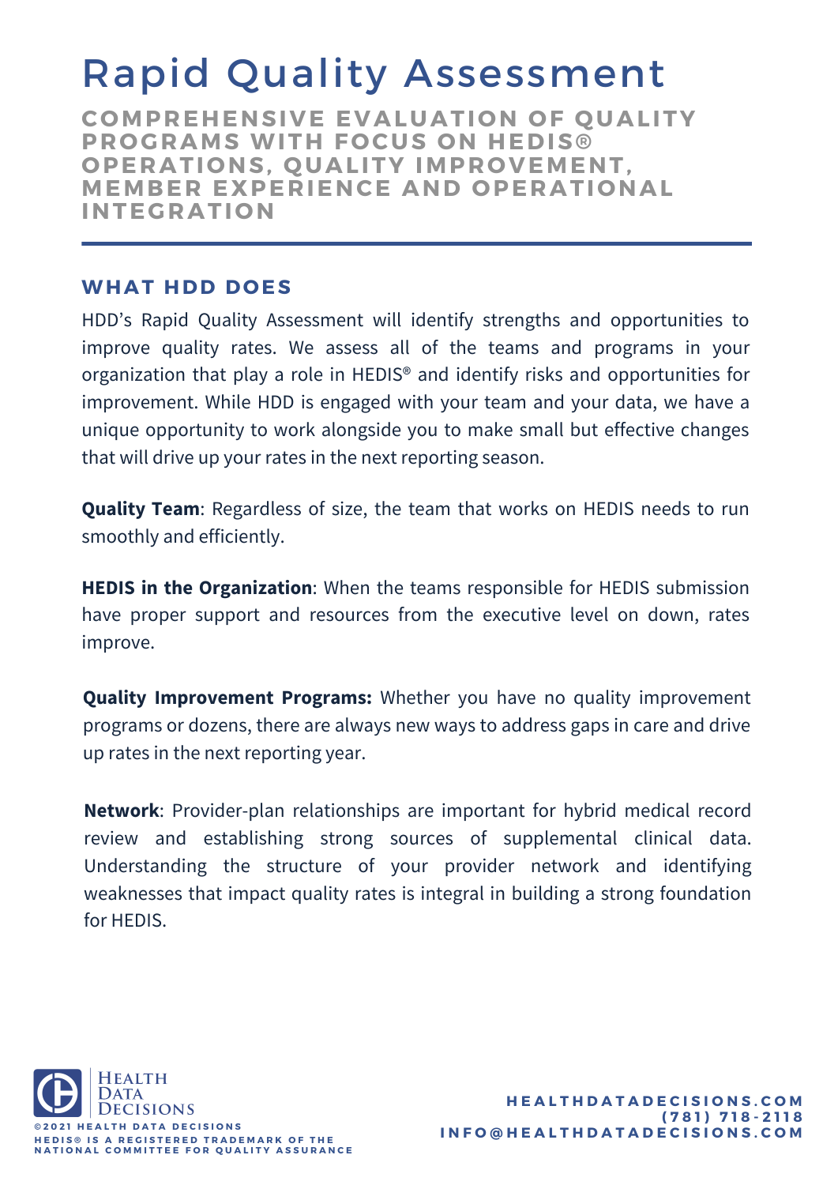# Rapid Quality Assessment

## COMPREHENSIVE EVALUATION OF QUALITY PROGRAMS WITH FOCUS ON HEDIS® OPERATIONS, QUALITY IMPROVEMENT, MEMBER EXPERIENCE AND OPERATIONAL INTEGRATION

---

### WHAT HDD DOES

HDD's Rapid Quality Assessment will identify strengths and opportunities to improve quality rates. We assess all of the teams and programs in your organization that play a role in HEDIS® and identify risks and opportunities for improvement. While HDD is engaged with your team and your data, we have a unique opportunity to work alongside you to make small but effective changes that will drive up your rates in the next reporting season.

**Quality Team**: Regardless of size, the team that works on HEDIS needs to run smoothly and efficiently.

**HEDIS in the Organization**: When the teams responsible for HEDIS submission have proper support and resources from the executive level on down, rates improve.

**Quality Improvement Programs:** Whether you have no quality improvement programs or dozens, there are always new ways to address gaps in care and drive up rates in the next reporting year.

**Network**: Provider-plan relationships are important for hybrid medical record review and establishing strong sources of supplemental clinical data. Understanding the structure of your provider network and identifying weaknesses that impact quality rates is integral in building a strong foundation for HEDIS.

Health Data Decisions

©2021 HEALTH DATA DECISIONS
HEDIS® IS A REGISTERED TRADEMARK OF THE NATIONAL COMMITTEE FOR QUALITY ASSURANCE

HEALTHDATADECISIONS.COM
(781) 718-2118
INFO@HEALTHDATADECISIONS.COM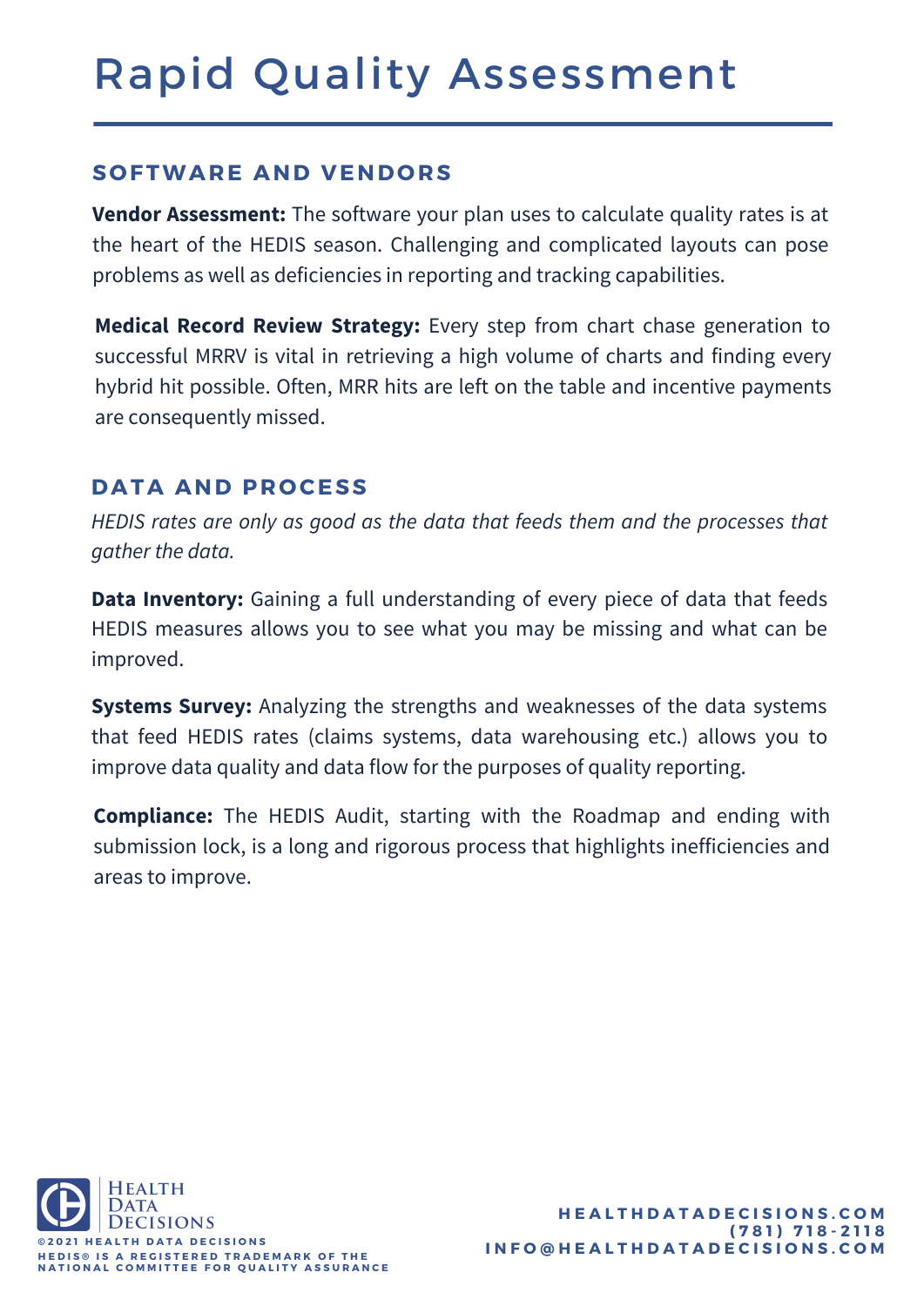# Rapid Quality Assessment

## SOFTWARE AND VENDORS

**Vendor Assessment:** The software your plan uses to calculate quality rates is at the heart of the HEDIS season. Challenging and complicated layouts can pose problems as well as deficiencies in reporting and tracking capabilities.

**Medical Record Review Strategy:** Every step from chart chase generation to successful MRRV is vital in retrieving a high volume of charts and finding every hybrid hit possible. Often, MRR hits are left on the table and incentive payments are consequently missed.

## DATA AND PROCESS

*HEDIS rates are only as good as the data that feeds them and the processes that gather the data.*

**Data Inventory:** Gaining a full understanding of every piece of data that feeds HEDIS measures allows you to see what you may be missing and what can be improved.

**Systems Survey:** Analyzing the strengths and weaknesses of the data systems that feed HEDIS rates (claims systems, data warehousing etc.) allows you to improve data quality and data flow for the purposes of quality reporting.

**Compliance:** The HEDIS Audit, starting with the Roadmap and ending with submission lock, is a long and rigorous process that highlights inefficiencies and areas to improve.

Health Data Decisions

©2021 HEALTH DATA DECISIONS
HEDIS® IS A REGISTERED TRADEMARK OF THE NATIONAL COMMITTEE FOR QUALITY ASSURANCE

HEALTHDATADECISIONS.COM
(781) 718-2118
INFO@HEALTHDATADECISIONS.COM